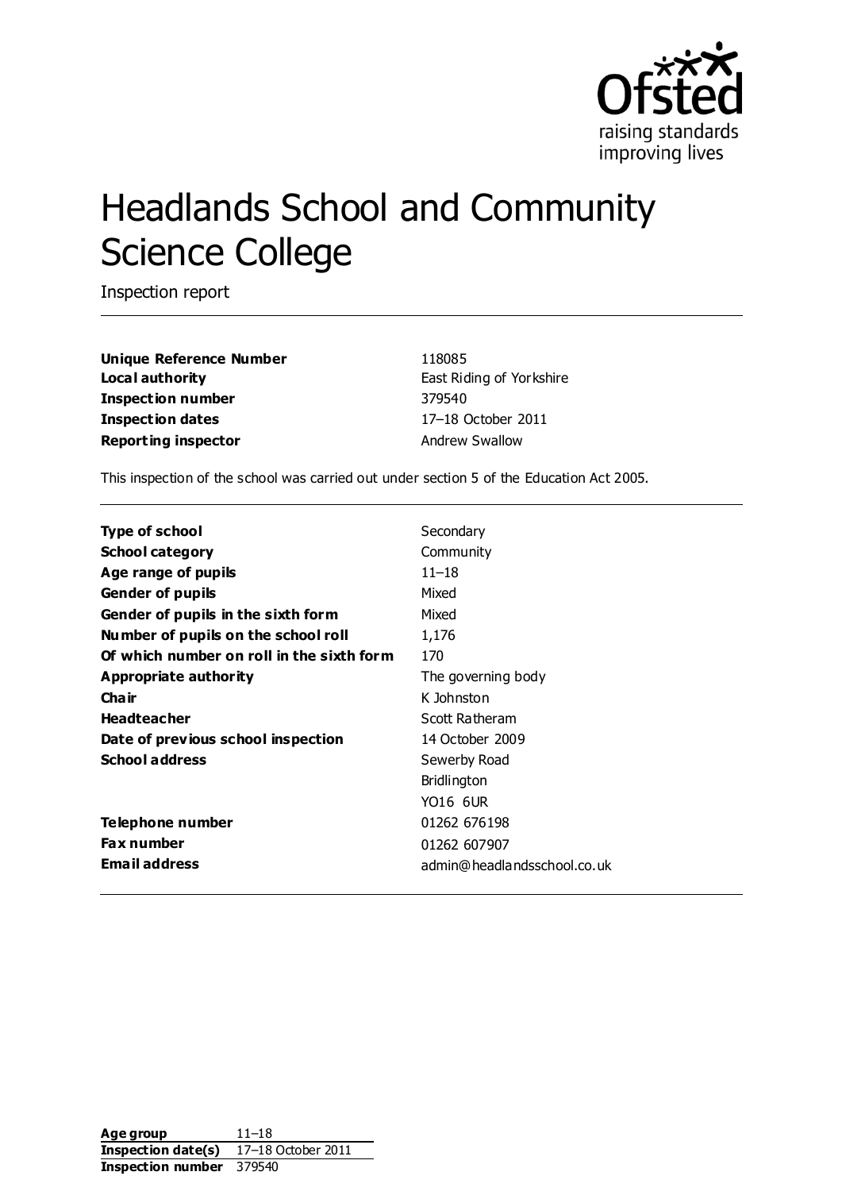# Headlands School and Community Science College

Inspection report

| | |
|---|---|
| **Unique Reference Number** | 118085 |
| **Local authority** | East Riding of Yorkshire |
| **Inspection number** | 379540 |
| **Inspection dates** | 17–18 October 2011 |
| **Reporting inspector** | Andrew Swallow |

This inspection of the school was carried out under section 5 of the Education Act 2005.

| | |
|---|---|
| **Type of school** | Secondary |
| **School category** | Community |
| **Age range of pupils** | 11–18 |
| **Gender of pupils** | Mixed |
| **Gender of pupils in the sixth form** | Mixed |
| **Number of pupils on the school roll** | 1,176 |
| **Of which number on roll in the sixth form** | 170 |
| **Appropriate authority** | The governing body |
| **Chair** | K Johnston |
| **Headteacher** | Scott Ratheram |
| **Date of previous school inspection** | 14 October 2009 |
| **School address** | Sewerby Road<br>Bridlington<br>YO16 6UR |
| **Telephone number** | 01262 676198 |
| **Fax number** | 01262 607907 |
| **Email address** | admin@headlandsschool.co.uk |

| | |
|---|---|
| **Age group** | 11–18 |
| **Inspection date(s)** | 17–18 October 2011 |
| **Inspection number** | 379540 |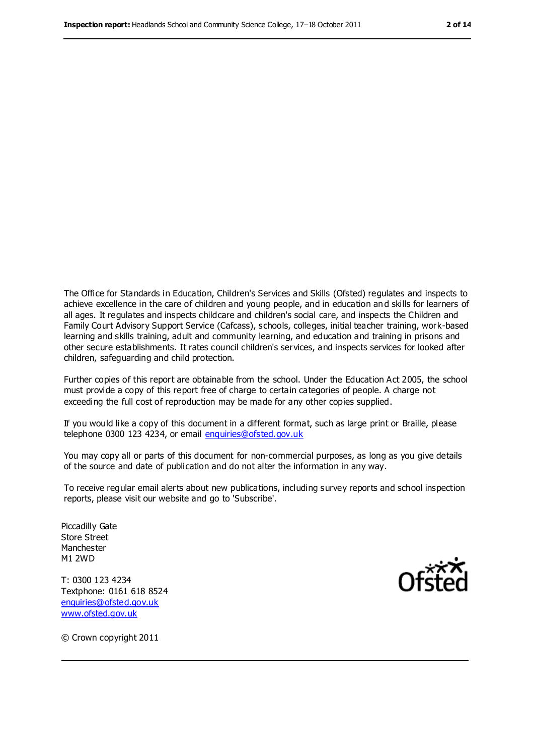The Office for Standards in Education, Children's Services and Skills (Ofsted) regulates and inspects to achieve excellence in the care of children and young people, and in education and skills for learners of all ages. It regulates and inspects childcare and children's social care, and inspects the Children and Family Court Advisory Support Service (Cafcass), schools, colleges, initial teacher training, work-based learning and skills training, adult and community learning, and education and training in prisons and other secure establishments. It rates council children's services, and inspects services for looked after children, safeguarding and child protection.

Further copies of this report are obtainable from the school. Under the Education Act 2005, the school must provide a copy of this report free of charge to certain categories of people. A charge not exceeding the full cost of reproduction may be made for any other copies supplied.

If you would like a copy of this document in a different format, such as large print or Braille, please telephone 0300 123 4234, or email enquiries@ofsted.gov.uk

You may copy all or parts of this document for non-commercial purposes, as long as you give details of the source and date of publication and do not alter the information in any way.

To receive regular email alerts about new publications, including survey reports and school inspection reports, please visit our website and go to 'Subscribe'.

Piccadilly Gate
Store Street
Manchester
M1 2WD

T: 0300 123 4234
Textphone: 0161 618 8524
enquiries@ofsted.gov.uk
www.ofsted.gov.uk

Ofsted

© Crown copyright 2011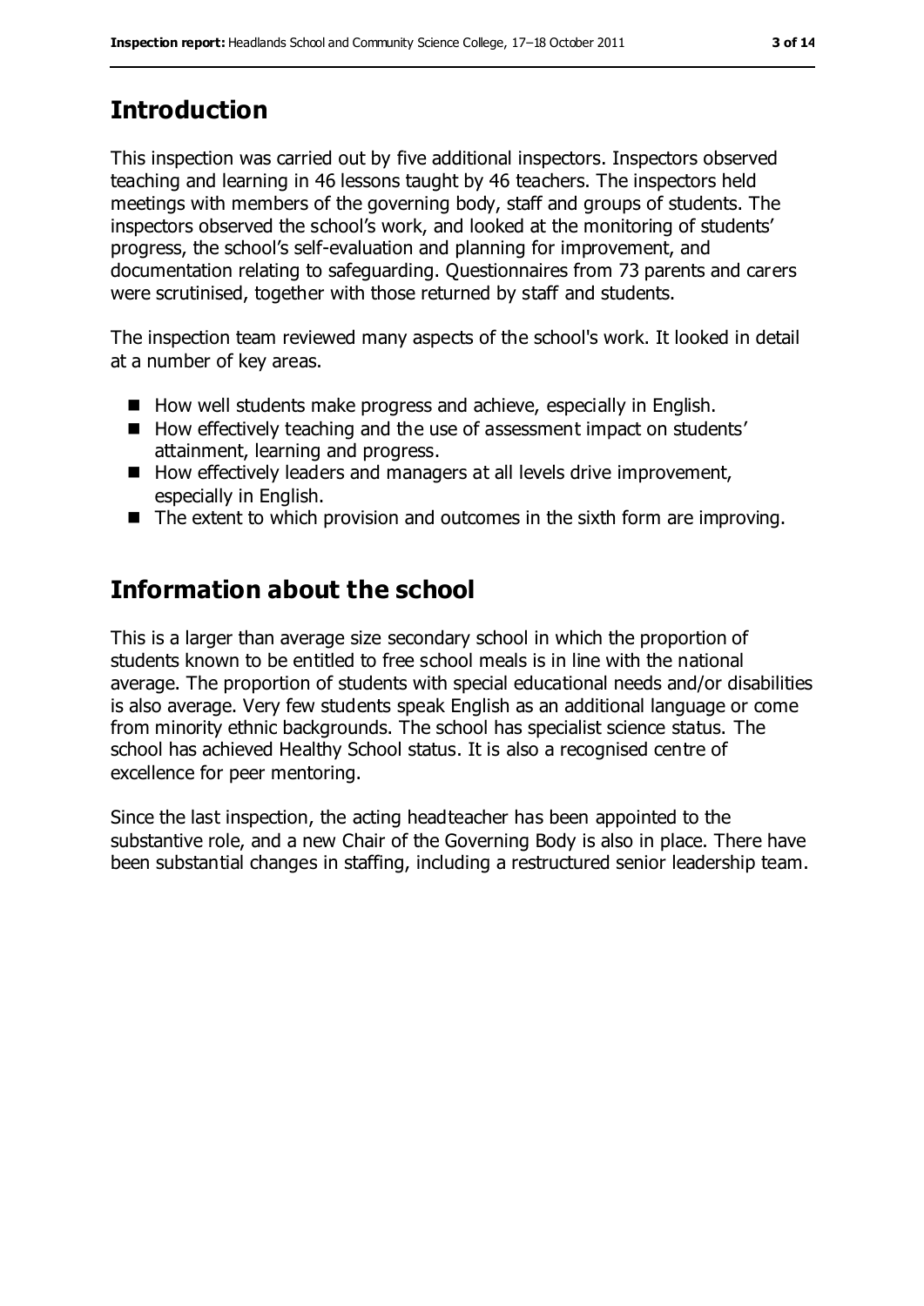## Introduction

This inspection was carried out by five additional inspectors. Inspectors observed teaching and learning in 46 lessons taught by 46 teachers. The inspectors held meetings with members of the governing body, staff and groups of students. The inspectors observed the school's work, and looked at the monitoring of students' progress, the school's self-evaluation and planning for improvement, and documentation relating to safeguarding. Questionnaires from 73 parents and carers were scrutinised, together with those returned by staff and students.

The inspection team reviewed many aspects of the school's work. It looked in detail at a number of key areas.

- How well students make progress and achieve, especially in English.
- How effectively teaching and the use of assessment impact on students' attainment, learning and progress.
- How effectively leaders and managers at all levels drive improvement, especially in English.
- The extent to which provision and outcomes in the sixth form are improving.

## Information about the school

This is a larger than average size secondary school in which the proportion of students known to be entitled to free school meals is in line with the national average. The proportion of students with special educational needs and/or disabilities is also average. Very few students speak English as an additional language or come from minority ethnic backgrounds. The school has specialist science status. The school has achieved Healthy School status. It is also a recognised centre of excellence for peer mentoring.

Since the last inspection, the acting headteacher has been appointed to the substantive role, and a new Chair of the Governing Body is also in place. There have been substantial changes in staffing, including a restructured senior leadership team.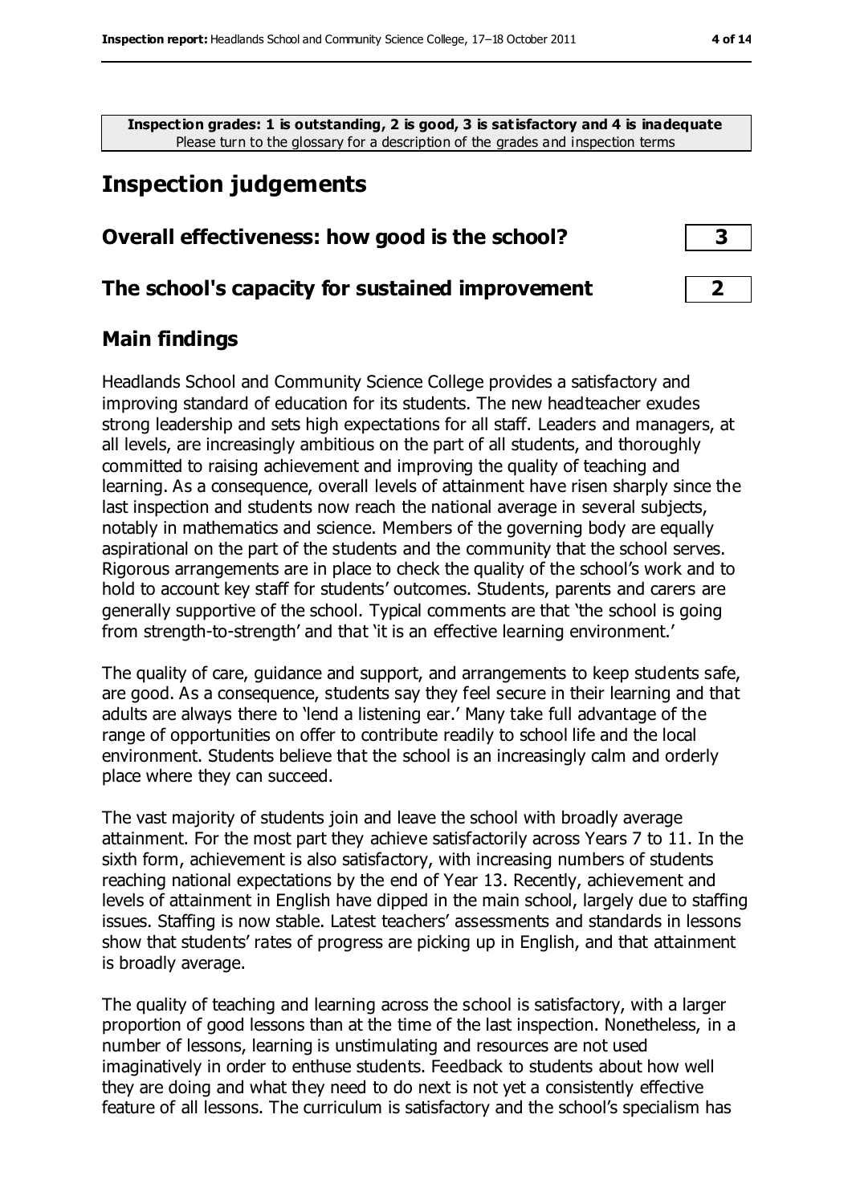**Inspection grades: 1 is outstanding, 2 is good, 3 is satisfactory and 4 is inadequate**
Please turn to the glossary for a description of the grades and inspection terms

## Inspection judgements

| | |
|---|---|
| **Overall effectiveness: how good is the school?** | **3** |
| **The school's capacity for sustained improvement** | **2** |

### Main findings

Headlands School and Community Science College provides a satisfactory and improving standard of education for its students. The new headteacher exudes strong leadership and sets high expectations for all staff. Leaders and managers, at all levels, are increasingly ambitious on the part of all students, and thoroughly committed to raising achievement and improving the quality of teaching and learning. As a consequence, overall levels of attainment have risen sharply since the last inspection and students now reach the national average in several subjects, notably in mathematics and science. Members of the governing body are equally aspirational on the part of the students and the community that the school serves. Rigorous arrangements are in place to check the quality of the school's work and to hold to account key staff for students' outcomes. Students, parents and carers are generally supportive of the school. Typical comments are that 'the school is going from strength-to-strength' and that 'it is an effective learning environment.'

The quality of care, guidance and support, and arrangements to keep students safe, are good. As a consequence, students say they feel secure in their learning and that adults are always there to 'lend a listening ear.' Many take full advantage of the range of opportunities on offer to contribute readily to school life and the local environment. Students believe that the school is an increasingly calm and orderly place where they can succeed.

The vast majority of students join and leave the school with broadly average attainment. For the most part they achieve satisfactorily across Years 7 to 11. In the sixth form, achievement is also satisfactory, with increasing numbers of students reaching national expectations by the end of Year 13. Recently, achievement and levels of attainment in English have dipped in the main school, largely due to staffing issues. Staffing is now stable. Latest teachers' assessments and standards in lessons show that students' rates of progress are picking up in English, and that attainment is broadly average.

The quality of teaching and learning across the school is satisfactory, with a larger proportion of good lessons than at the time of the last inspection. Nonetheless, in a number of lessons, learning is unstimulating and resources are not used imaginatively in order to enthuse students. Feedback to students about how well they are doing and what they need to do next is not yet a consistently effective feature of all lessons. The curriculum is satisfactory and the school's specialism has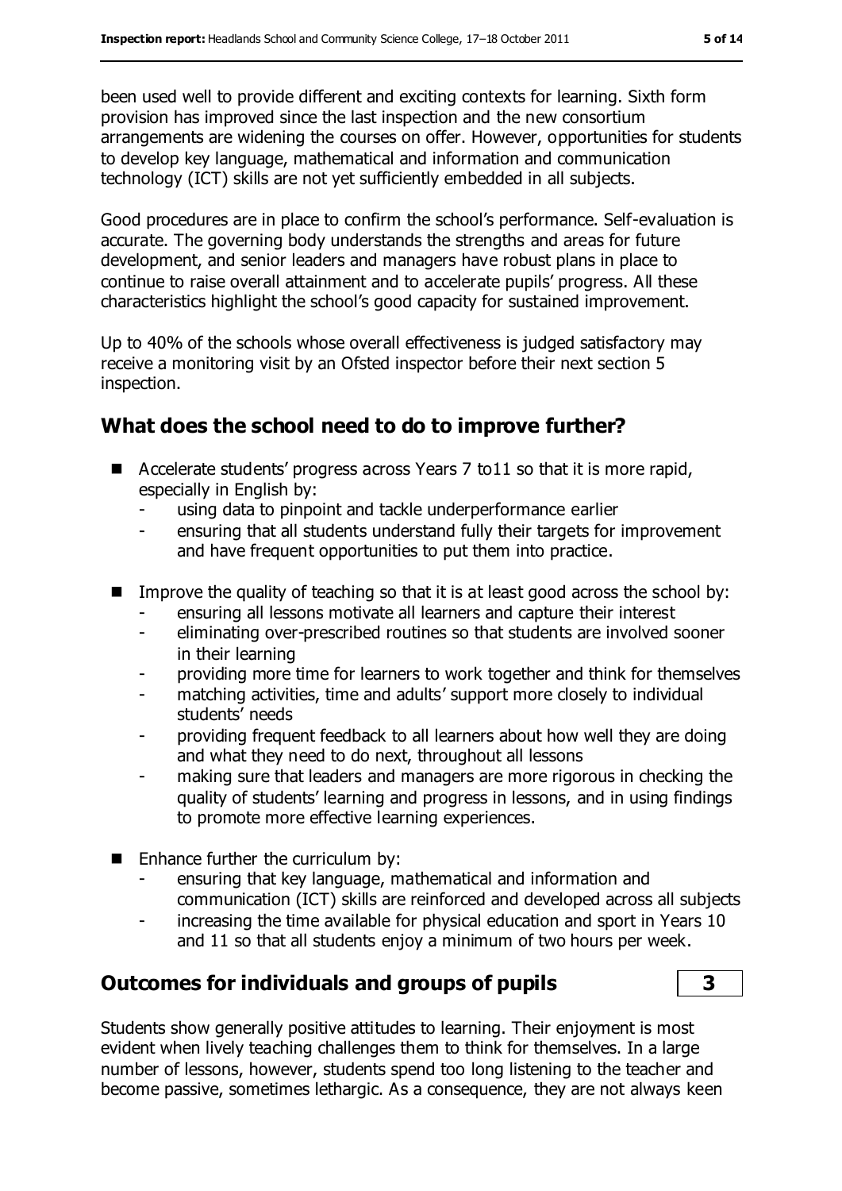been used well to provide different and exciting contexts for learning. Sixth form provision has improved since the last inspection and the new consortium arrangements are widening the courses on offer. However, opportunities for students to develop key language, mathematical and information and communication technology (ICT) skills are not yet sufficiently embedded in all subjects.

Good procedures are in place to confirm the school's performance. Self-evaluation is accurate. The governing body understands the strengths and areas for future development, and senior leaders and managers have robust plans in place to continue to raise overall attainment and to accelerate pupils' progress. All these characteristics highlight the school's good capacity for sustained improvement.

Up to 40% of the schools whose overall effectiveness is judged satisfactory may receive a monitoring visit by an Ofsted inspector before their next section 5 inspection.

## What does the school need to do to improve further?

- Accelerate students' progress across Years 7 to11 so that it is more rapid, especially in English by:
  - using data to pinpoint and tackle underperformance earlier
  - ensuring that all students understand fully their targets for improvement and have frequent opportunities to put them into practice.
- Improve the quality of teaching so that it is at least good across the school by:
  - ensuring all lessons motivate all learners and capture their interest
  - eliminating over-prescribed routines so that students are involved sooner in their learning
  - providing more time for learners to work together and think for themselves
  - matching activities, time and adults' support more closely to individual students' needs
  - providing frequent feedback to all learners about how well they are doing and what they need to do next, throughout all lessons
  - making sure that leaders and managers are more rigorous in checking the quality of students' learning and progress in lessons, and in using findings to promote more effective learning experiences.
- Enhance further the curriculum by:
  - ensuring that key language, mathematical and information and communication (ICT) skills are reinforced and developed across all subjects
  - increasing the time available for physical education and sport in Years 10 and 11 so that all students enjoy a minimum of two hours per week.

## Outcomes for individuals and groups of pupils **3**

Students show generally positive attitudes to learning. Their enjoyment is most evident when lively teaching challenges them to think for themselves. In a large number of lessons, however, students spend too long listening to the teacher and become passive, sometimes lethargic. As a consequence, they are not always keen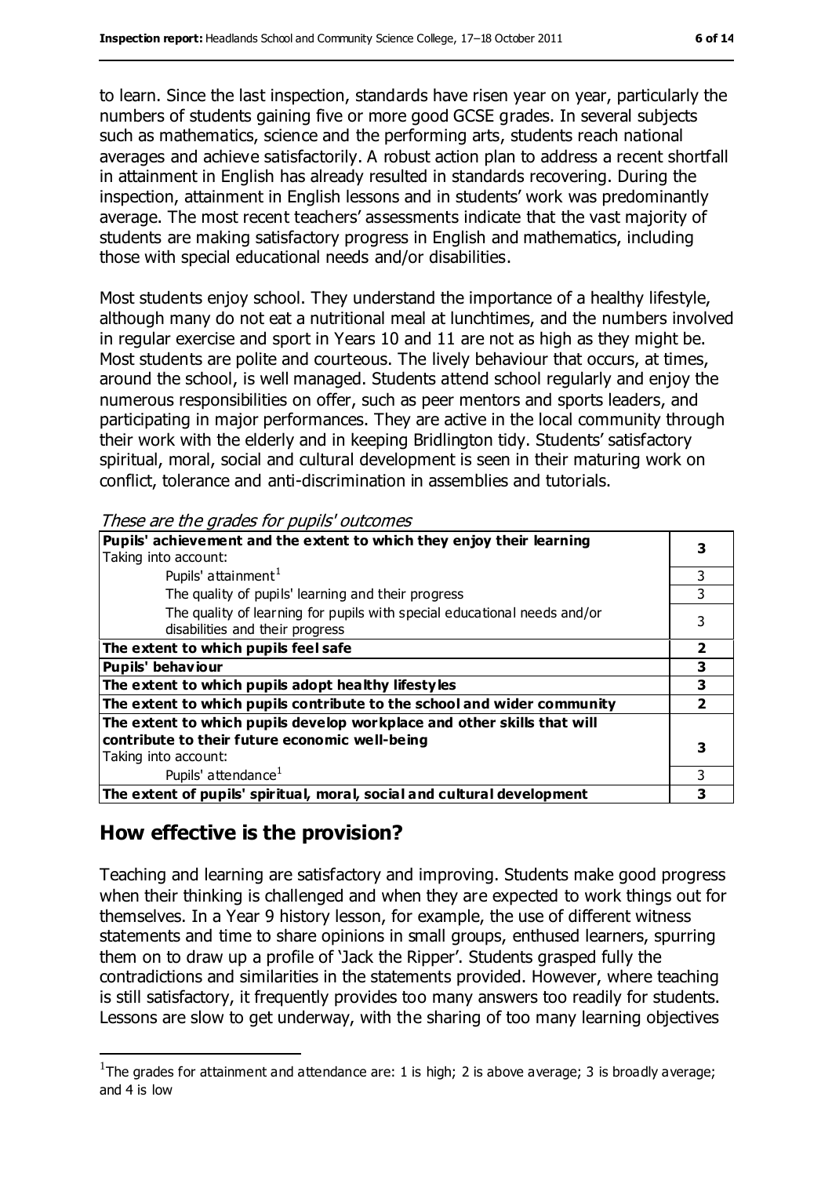to learn. Since the last inspection, standards have risen year on year, particularly the numbers of students gaining five or more good GCSE grades. In several subjects such as mathematics, science and the performing arts, students reach national averages and achieve satisfactorily. A robust action plan to address a recent shortfall in attainment in English has already resulted in standards recovering. During the inspection, attainment in English lessons and in students' work was predominantly average. The most recent teachers' assessments indicate that the vast majority of students are making satisfactory progress in English and mathematics, including those with special educational needs and/or disabilities.

Most students enjoy school. They understand the importance of a healthy lifestyle, although many do not eat a nutritional meal at lunchtimes, and the numbers involved in regular exercise and sport in Years 10 and 11 are not as high as they might be. Most students are polite and courteous. The lively behaviour that occurs, at times, around the school, is well managed. Students attend school regularly and enjoy the numerous responsibilities on offer, such as peer mentors and sports leaders, and participating in major performances. They are active in the local community through their work with the elderly and in keeping Bridlington tidy. Students' satisfactory spiritual, moral, social and cultural development is seen in their maturing work on conflict, tolerance and anti-discrimination in assemblies and tutorials.

*These are the grades for pupils' outcomes*

| | |
|---|---|
| **Pupils' achievement and the extent to which they enjoy their learning** Taking into account: | **3** |
| Pupils' attainment[1] | 3 |
| The quality of pupils' learning and their progress | 3 |
| The quality of learning for pupils with special educational needs and/or disabilities and their progress | 3 |
| **The extent to which pupils feel safe** | **2** |
| **Pupils' behaviour** | **3** |
| **The extent to which pupils adopt healthy lifestyles** | **3** |
| **The extent to which pupils contribute to the school and wider community** | **2** |
| **The extent to which pupils develop workplace and other skills that will contribute to their future economic well-being** Taking into account: | **3** |
| Pupils' attendance[1] | 3 |
| **The extent of pupils' spiritual, moral, social and cultural development** | **3** |

## How effective is the provision?

Teaching and learning are satisfactory and improving. Students make good progress when their thinking is challenged and when they are expected to work things out for themselves. In a Year 9 history lesson, for example, the use of different witness statements and time to share opinions in small groups, enthused learners, spurring them on to draw up a profile of 'Jack the Ripper'. Students grasped fully the contradictions and similarities in the statements provided. However, where teaching is still satisfactory, it frequently provides too many answers too readily for students. Lessons are slow to get underway, with the sharing of too many learning objectives

[1] The grades for attainment and attendance are: 1 is high; 2 is above average; 3 is broadly average; and 4 is low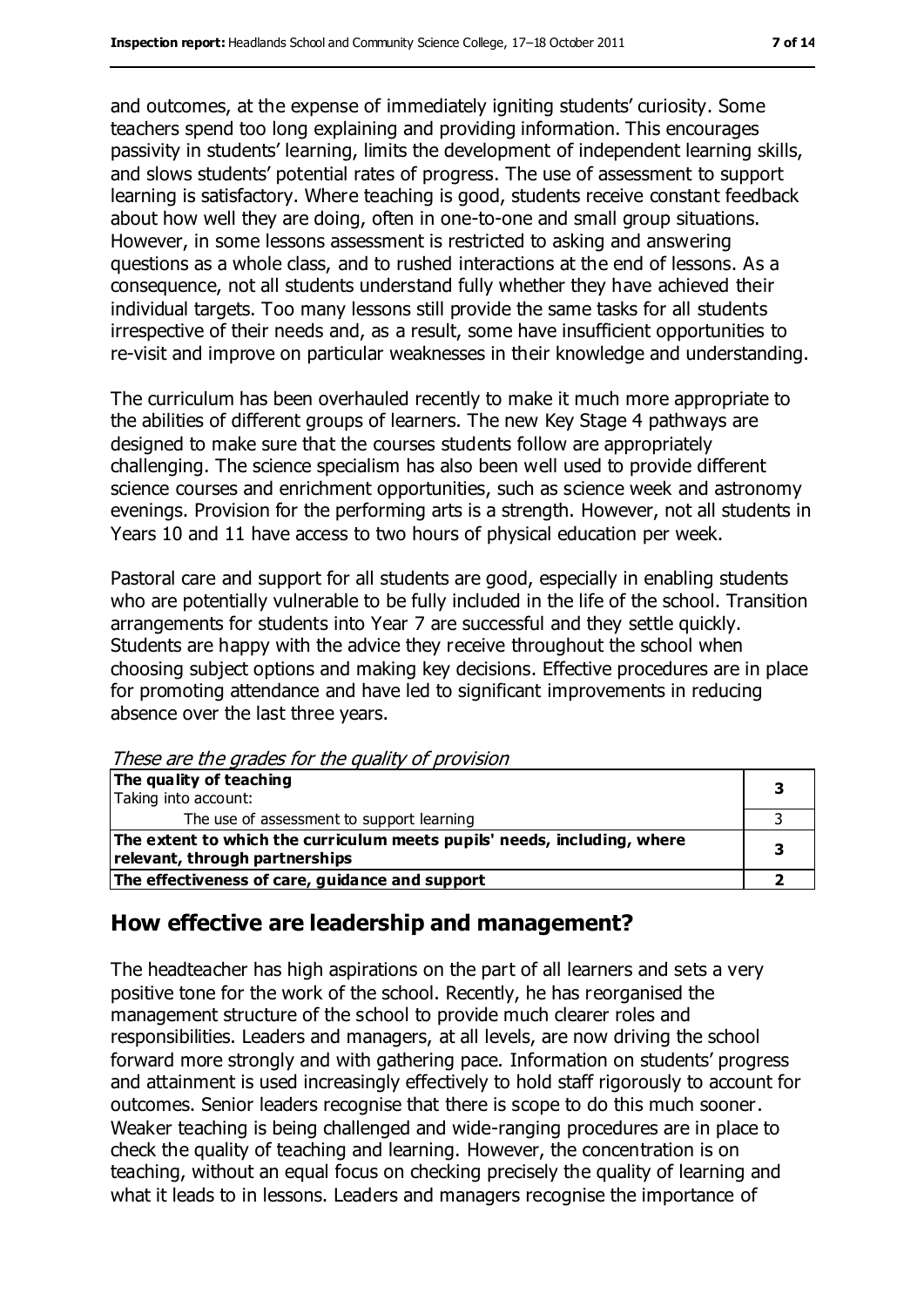and outcomes, at the expense of immediately igniting students' curiosity. Some teachers spend too long explaining and providing information. This encourages passivity in students' learning, limits the development of independent learning skills, and slows students' potential rates of progress. The use of assessment to support learning is satisfactory. Where teaching is good, students receive constant feedback about how well they are doing, often in one-to-one and small group situations. However, in some lessons assessment is restricted to asking and answering questions as a whole class, and to rushed interactions at the end of lessons. As a consequence, not all students understand fully whether they have achieved their individual targets. Too many lessons still provide the same tasks for all students irrespective of their needs and, as a result, some have insufficient opportunities to re-visit and improve on particular weaknesses in their knowledge and understanding.

The curriculum has been overhauled recently to make it much more appropriate to the abilities of different groups of learners. The new Key Stage 4 pathways are designed to make sure that the courses students follow are appropriately challenging. The science specialism has also been well used to provide different science courses and enrichment opportunities, such as science week and astronomy evenings. Provision for the performing arts is a strength. However, not all students in Years 10 and 11 have access to two hours of physical education per week.

Pastoral care and support for all students are good, especially in enabling students who are potentially vulnerable to be fully included in the life of the school. Transition arrangements for students into Year 7 are successful and they settle quickly. Students are happy with the advice they receive throughout the school when choosing subject options and making key decisions. Effective procedures are in place for promoting attendance and have led to significant improvements in reducing absence over the last three years.

*These are the grades for the quality of provision*

| | |
|---|---|
| **The quality of teaching**<br>Taking into account: | **3** |
| The use of assessment to support learning | 3 |
| **The extent to which the curriculum meets pupils' needs, including, where relevant, through partnerships** | **3** |
| **The effectiveness of care, guidance and support** | **2** |

## How effective are leadership and management?

The headteacher has high aspirations on the part of all learners and sets a very positive tone for the work of the school. Recently, he has reorganised the management structure of the school to provide much clearer roles and responsibilities. Leaders and managers, at all levels, are now driving the school forward more strongly and with gathering pace. Information on students' progress and attainment is used increasingly effectively to hold staff rigorously to account for outcomes. Senior leaders recognise that there is scope to do this much sooner. Weaker teaching is being challenged and wide-ranging procedures are in place to check the quality of teaching and learning. However, the concentration is on teaching, without an equal focus on checking precisely the quality of learning and what it leads to in lessons. Leaders and managers recognise the importance of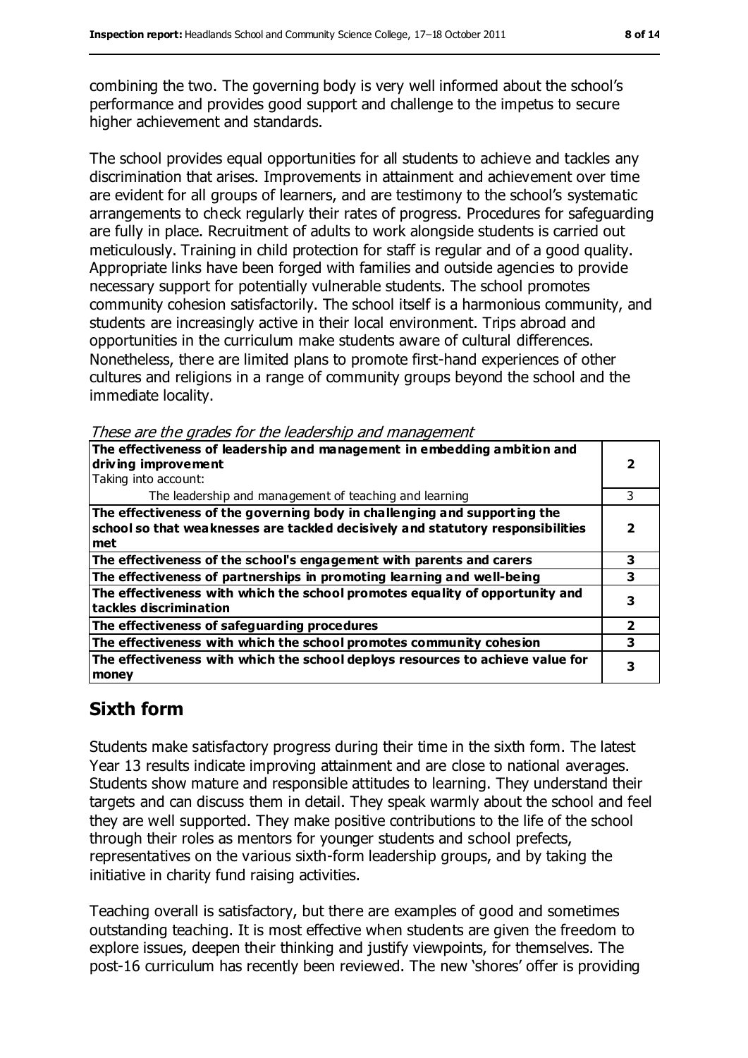combining the two. The governing body is very well informed about the school's performance and provides good support and challenge to the impetus to secure higher achievement and standards.

The school provides equal opportunities for all students to achieve and tackles any discrimination that arises. Improvements in attainment and achievement over time are evident for all groups of learners, and are testimony to the school's systematic arrangements to check regularly their rates of progress. Procedures for safeguarding are fully in place. Recruitment of adults to work alongside students is carried out meticulously. Training in child protection for staff is regular and of a good quality. Appropriate links have been forged with families and outside agencies to provide necessary support for potentially vulnerable students. The school promotes community cohesion satisfactorily. The school itself is a harmonious community, and students are increasingly active in their local environment. Trips abroad and opportunities in the curriculum make students aware of cultural differences. Nonetheless, there are limited plans to promote first-hand experiences of other cultures and religions in a range of community groups beyond the school and the immediate locality.

*These are the grades for the leadership and management*

| | |
|---|---|
| **The effectiveness of leadership and management in embedding ambition and driving improvement**<br>Taking into account:<br>The leadership and management of teaching and learning | **2**<br><br>3 |
| **The effectiveness of the governing body in challenging and supporting the school so that weaknesses are tackled decisively and statutory responsibilities met** | **2** |
| **The effectiveness of the school's engagement with parents and carers** | **3** |
| **The effectiveness of partnerships in promoting learning and well-being** | **3** |
| **The effectiveness with which the school promotes equality of opportunity and tackles discrimination** | **3** |
| **The effectiveness of safeguarding procedures** | **2** |
| **The effectiveness with which the school promotes community cohesion** | **3** |
| **The effectiveness with which the school deploys resources to achieve value for money** | **3** |

## Sixth form

Students make satisfactory progress during their time in the sixth form. The latest Year 13 results indicate improving attainment and are close to national averages. Students show mature and responsible attitudes to learning. They understand their targets and can discuss them in detail. They speak warmly about the school and feel they are well supported. They make positive contributions to the life of the school through their roles as mentors for younger students and school prefects, representatives on the various sixth-form leadership groups, and by taking the initiative in charity fund raising activities.

Teaching overall is satisfactory, but there are examples of good and sometimes outstanding teaching. It is most effective when students are given the freedom to explore issues, deepen their thinking and justify viewpoints, for themselves. The post-16 curriculum has recently been reviewed. The new 'shores' offer is providing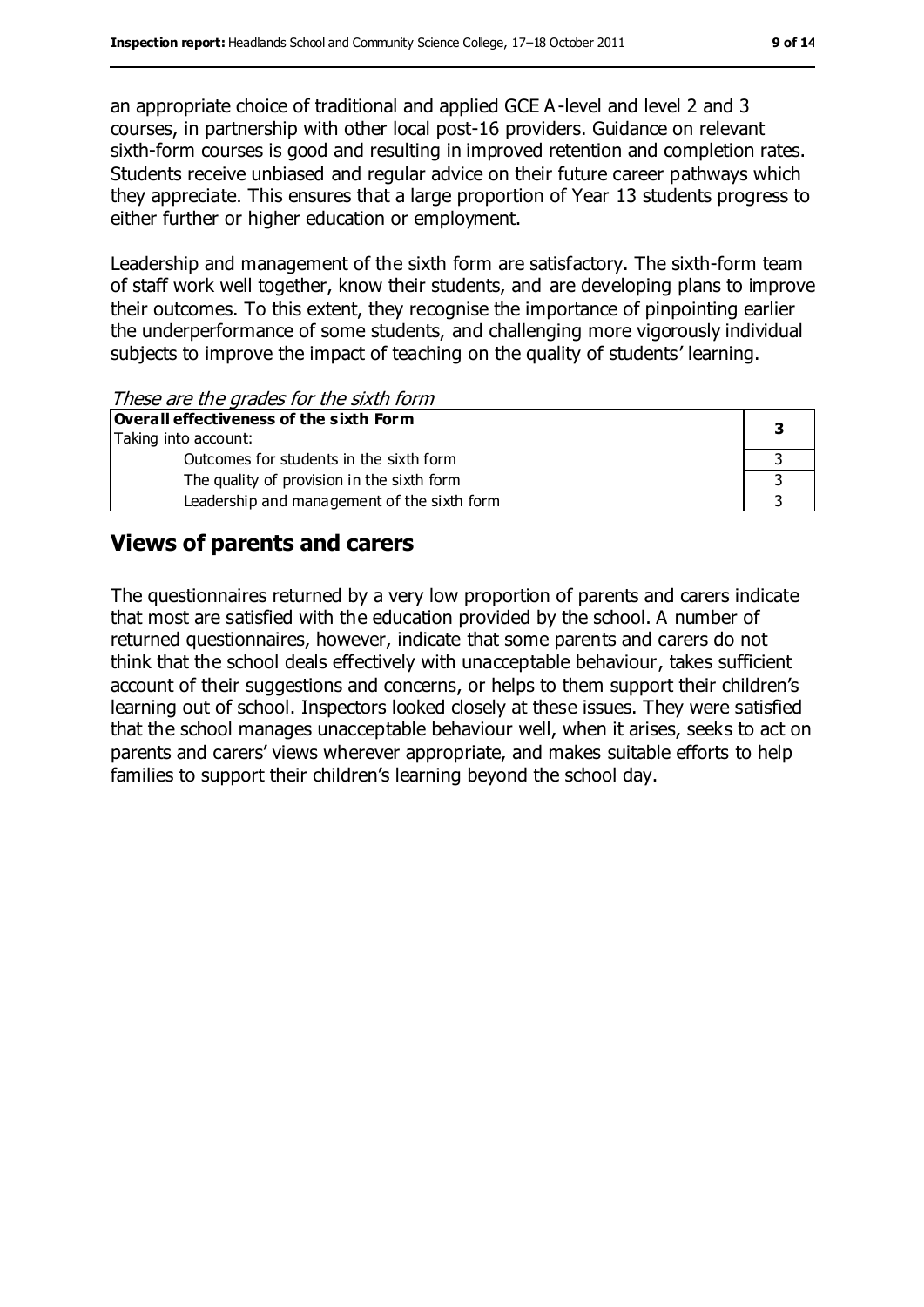an appropriate choice of traditional and applied GCE A-level and level 2 and 3 courses, in partnership with other local post-16 providers. Guidance on relevant sixth-form courses is good and resulting in improved retention and completion rates. Students receive unbiased and regular advice on their future career pathways which they appreciate. This ensures that a large proportion of Year 13 students progress to either further or higher education or employment.

Leadership and management of the sixth form are satisfactory. The sixth-form team of staff work well together, know their students, and are developing plans to improve their outcomes. To this extent, they recognise the importance of pinpointing earlier the underperformance of some students, and challenging more vigorously individual subjects to improve the impact of teaching on the quality of students' learning.

*These are the grades for the sixth form*

| **Overall effectiveness of the sixth Form**<br>Taking into account: | **3** |
|---|---|
| Outcomes for students in the sixth form | 3 |
| The quality of provision in the sixth form | 3 |
| Leadership and management of the sixth form | 3 |

## Views of parents and carers

The questionnaires returned by a very low proportion of parents and carers indicate that most are satisfied with the education provided by the school. A number of returned questionnaires, however, indicate that some parents and carers do not think that the school deals effectively with unacceptable behaviour, takes sufficient account of their suggestions and concerns, or helps to them support their children's learning out of school. Inspectors looked closely at these issues. They were satisfied that the school manages unacceptable behaviour well, when it arises, seeks to act on parents and carers' views wherever appropriate, and makes suitable efforts to help families to support their children's learning beyond the school day.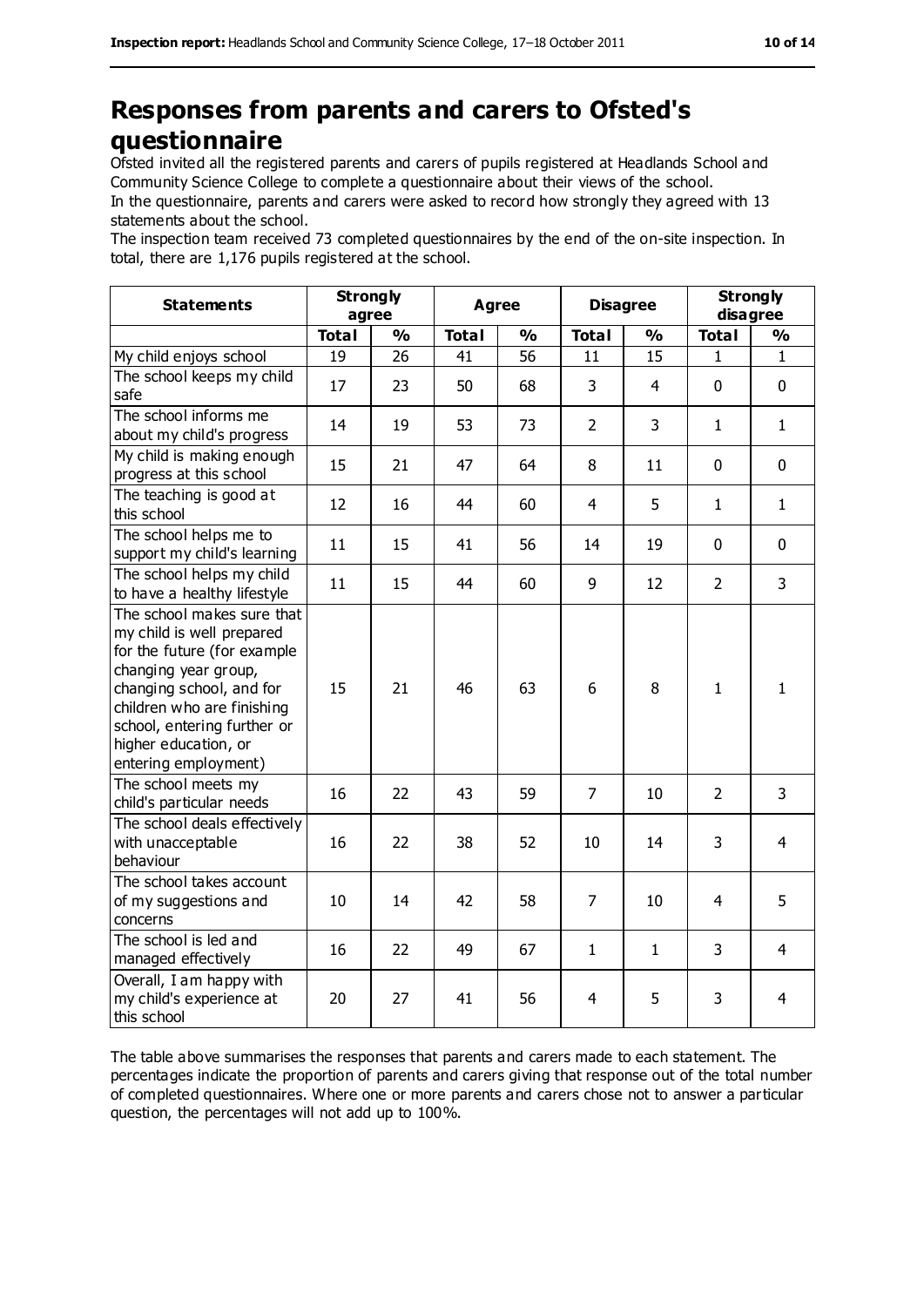# Responses from parents and carers to Ofsted's questionnaire

Ofsted invited all the registered parents and carers of pupils registered at Headlands School and Community Science College to complete a questionnaire about their views of the school.

In the questionnaire, parents and carers were asked to record how strongly they agreed with 13 statements about the school.

The inspection team received 73 completed questionnaires by the end of the on-site inspection. In total, there are 1,176 pupils registered at the school.

| Statements | Strongly agree | | Agree | | Disagree | | Strongly disagree | |
|---|---|---|---|---|---|---|---|---|
| | Total | % | Total | % | Total | % | Total | % |
| My child enjoys school | 19 | 26 | 41 | 56 | 11 | 15 | 1 | 1 |
| The school keeps my child safe | 17 | 23 | 50 | 68 | 3 | 4 | 0 | 0 |
| The school informs me about my child's progress | 14 | 19 | 53 | 73 | 2 | 3 | 1 | 1 |
| My child is making enough progress at this school | 15 | 21 | 47 | 64 | 8 | 11 | 0 | 0 |
| The teaching is good at this school | 12 | 16 | 44 | 60 | 4 | 5 | 1 | 1 |
| The school helps me to support my child's learning | 11 | 15 | 41 | 56 | 14 | 19 | 0 | 0 |
| The school helps my child to have a healthy lifestyle | 11 | 15 | 44 | 60 | 9 | 12 | 2 | 3 |
| The school makes sure that my child is well prepared for the future (for example changing year group, changing school, and for children who are finishing school, entering further or higher education, or entering employment) | 15 | 21 | 46 | 63 | 6 | 8 | 1 | 1 |
| The school meets my child's particular needs | 16 | 22 | 43 | 59 | 7 | 10 | 2 | 3 |
| The school deals effectively with unacceptable behaviour | 16 | 22 | 38 | 52 | 10 | 14 | 3 | 4 |
| The school takes account of my suggestions and concerns | 10 | 14 | 42 | 58 | 7 | 10 | 4 | 5 |
| The school is led and managed effectively | 16 | 22 | 49 | 67 | 1 | 1 | 3 | 4 |
| Overall, I am happy with my child's experience at this school | 20 | 27 | 41 | 56 | 4 | 5 | 3 | 4 |

The table above summarises the responses that parents and carers made to each statement. The percentages indicate the proportion of parents and carers giving that response out of the total number of completed questionnaires. Where one or more parents and carers chose not to answer a particular question, the percentages will not add up to 100%.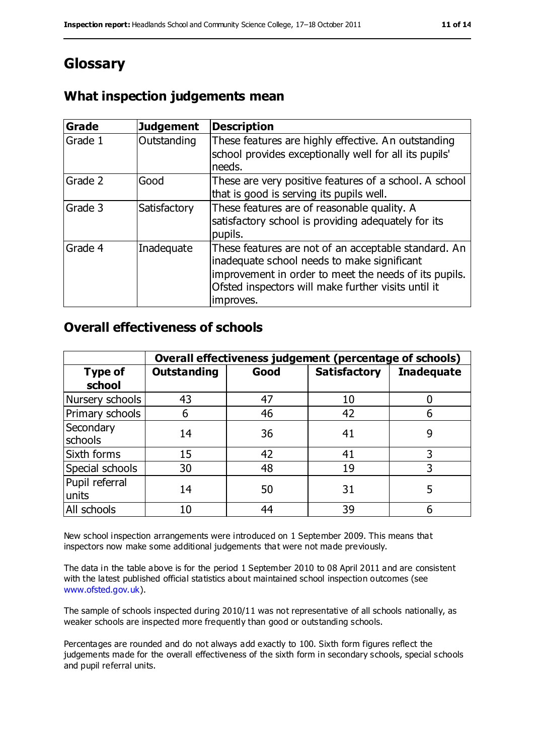# Glossary

## What inspection judgements mean

| Grade | Judgement | Description |
|---|---|---|
| Grade 1 | Outstanding | These features are highly effective. An outstanding school provides exceptionally well for all its pupils' needs. |
| Grade 2 | Good | These are very positive features of a school. A school that is good is serving its pupils well. |
| Grade 3 | Satisfactory | These features are of reasonable quality. A satisfactory school is providing adequately for its pupils. |
| Grade 4 | Inadequate | These features are not of an acceptable standard. An inadequate school needs to make significant improvement in order to meet the needs of its pupils. Ofsted inspectors will make further visits until it improves. |

## Overall effectiveness of schools

| | Overall effectiveness judgement (percentage of schools) | | | |
|---|---|---|---|---|
| **Type of school** | **Outstanding** | **Good** | **Satisfactory** | **Inadequate** |
| Nursery schools | 43 | 47 | 10 | 0 |
| Primary schools | 6 | 46 | 42 | 6 |
| Secondary schools | 14 | 36 | 41 | 9 |
| Sixth forms | 15 | 42 | 41 | 3 |
| Special schools | 30 | 48 | 19 | 3 |
| Pupil referral units | 14 | 50 | 31 | 5 |
| All schools | 10 | 44 | 39 | 6 |

New school inspection arrangements were introduced on 1 September 2009. This means that inspectors now make some additional judgements that were not made previously.

The data in the table above is for the period 1 September 2010 to 08 April 2011 and are consistent with the latest published official statistics about maintained school inspection outcomes (see www.ofsted.gov.uk).

The sample of schools inspected during 2010/11 was not representative of all schools nationally, as weaker schools are inspected more frequently than good or outstanding schools.

Percentages are rounded and do not always add exactly to 100. Sixth form figures reflect the judgements made for the overall effectiveness of the sixth form in secondary schools, special schools and pupil referral units.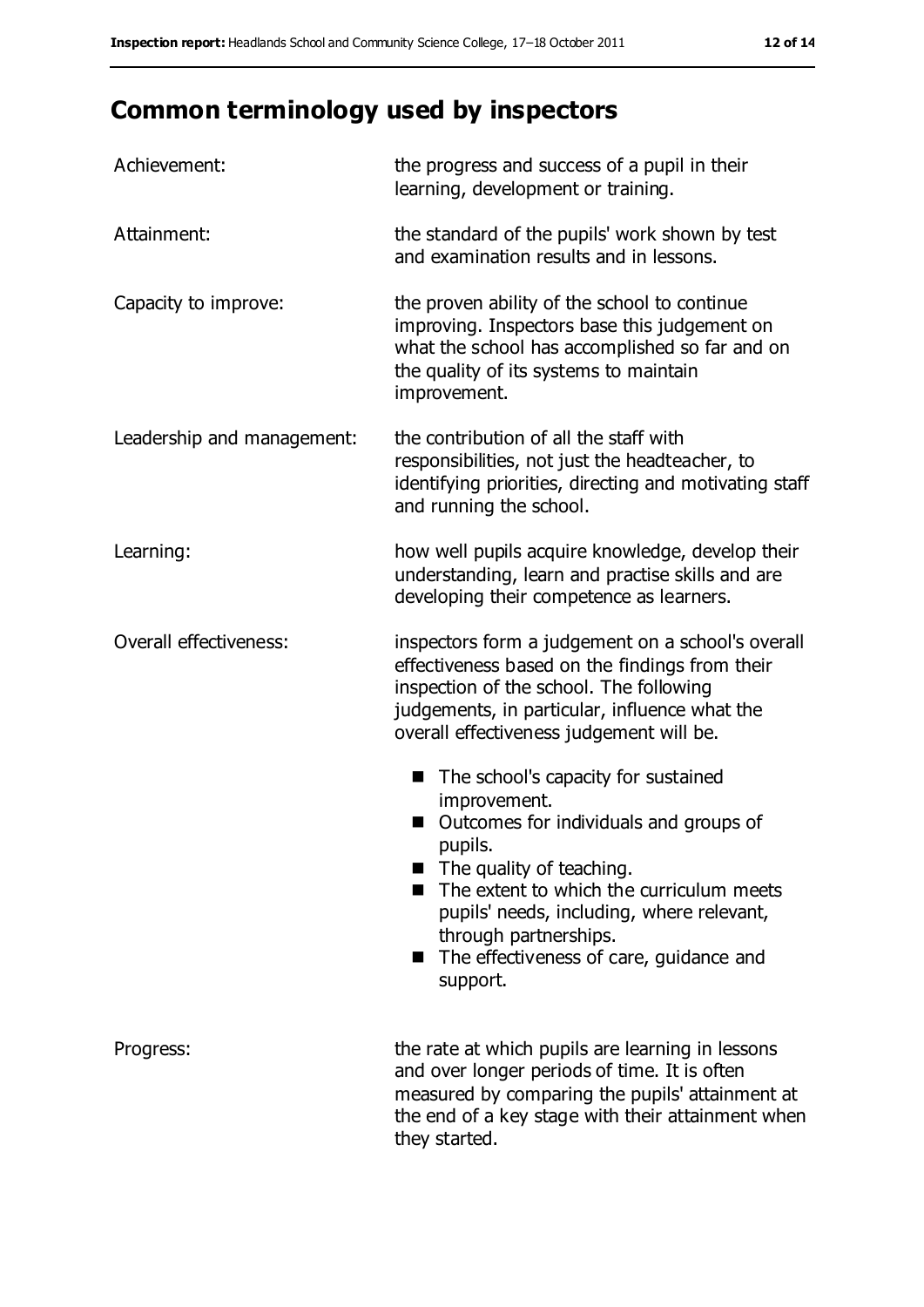# Common terminology used by inspectors

| | |
|---|---|
| Achievement: | the progress and success of a pupil in their learning, development or training. |
| Attainment: | the standard of the pupils' work shown by test and examination results and in lessons. |
| Capacity to improve: | the proven ability of the school to continue improving. Inspectors base this judgement on what the school has accomplished so far and on the quality of its systems to maintain improvement. |
| Leadership and management: | the contribution of all the staff with responsibilities, not just the headteacher, to identifying priorities, directing and motivating staff and running the school. |
| Learning: | how well pupils acquire knowledge, develop their understanding, learn and practise skills and are developing their competence as learners. |
| Overall effectiveness: | inspectors form a judgement on a school's overall effectiveness based on the findings from their inspection of the school. The following judgements, in particular, influence what the overall effectiveness judgement will be.<br>■ The school's capacity for sustained improvement.<br>■ Outcomes for individuals and groups of pupils.<br>■ The quality of teaching.<br>■ The extent to which the curriculum meets pupils' needs, including, where relevant, through partnerships.<br>■ The effectiveness of care, guidance and support. |
| Progress: | the rate at which pupils are learning in lessons and over longer periods of time. It is often measured by comparing the pupils' attainment at the end of a key stage with their attainment when they started. |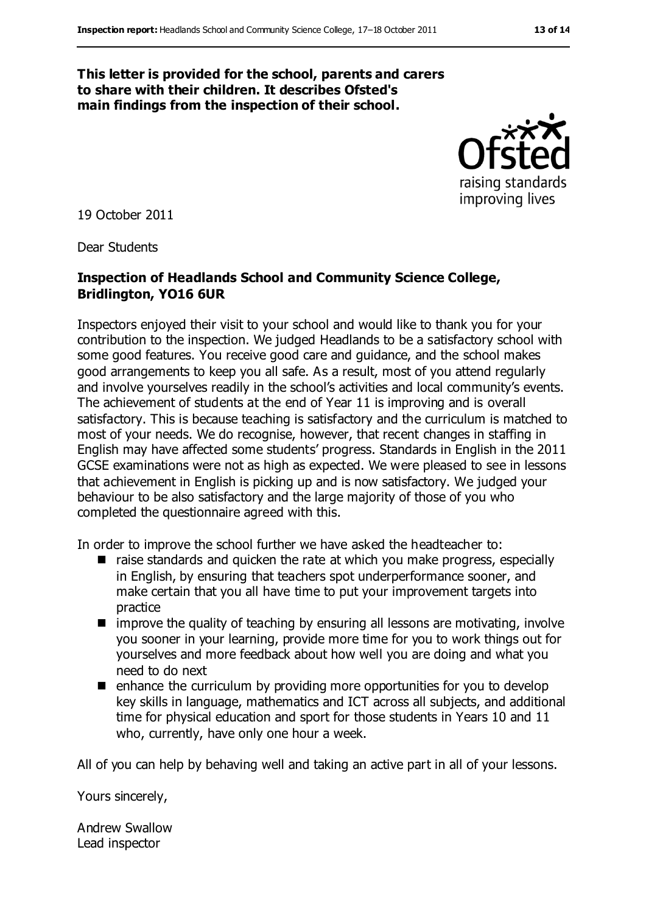**This letter is provided for the school, parents and carers to share with their children. It describes Ofsted's main findings from the inspection of their school.**

19 October 2011

Dear Students

**Inspection of Headlands School and Community Science College, Bridlington, YO16 6UR**

Inspectors enjoyed their visit to your school and would like to thank you for your contribution to the inspection. We judged Headlands to be a satisfactory school with some good features. You receive good care and guidance, and the school makes good arrangements to keep you all safe. As a result, most of you attend regularly and involve yourselves readily in the school's activities and local community's events. The achievement of students at the end of Year 11 is improving and is overall satisfactory. This is because teaching is satisfactory and the curriculum is matched to most of your needs. We do recognise, however, that recent changes in staffing in English may have affected some students' progress. Standards in English in the 2011 GCSE examinations were not as high as expected. We were pleased to see in lessons that achievement in English is picking up and is now satisfactory. We judged your behaviour to be also satisfactory and the large majority of those of you who completed the questionnaire agreed with this.

In order to improve the school further we have asked the headteacher to:

- raise standards and quicken the rate at which you make progress, especially in English, by ensuring that teachers spot underperformance sooner, and make certain that you all have time to put your improvement targets into practice
- improve the quality of teaching by ensuring all lessons are motivating, involve you sooner in your learning, provide more time for you to work things out for yourselves and more feedback about how well you are doing and what you need to do next
- enhance the curriculum by providing more opportunities for you to develop key skills in language, mathematics and ICT across all subjects, and additional time for physical education and sport for those students in Years 10 and 11 who, currently, have only one hour a week.

All of you can help by behaving well and taking an active part in all of your lessons.

Yours sincerely,

Andrew Swallow
Lead inspector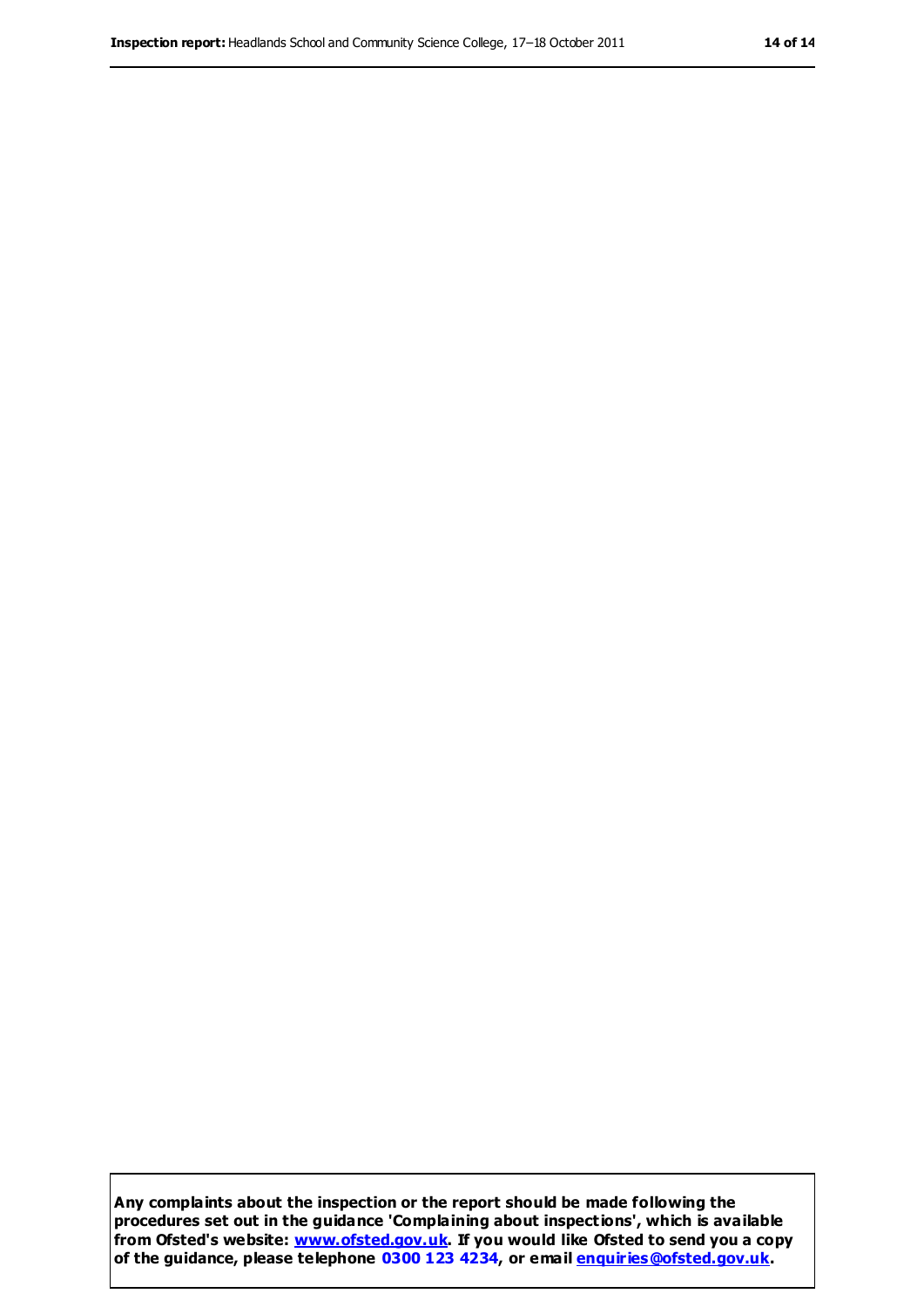**Any complaints about the inspection or the report should be made following the procedures set out in the guidance 'Complaining about inspections', which is available from Ofsted's website: www.ofsted.gov.uk. If you would like Ofsted to send you a copy of the guidance, please telephone 0300 123 4234, or email enquiries@ofsted.gov.uk.**